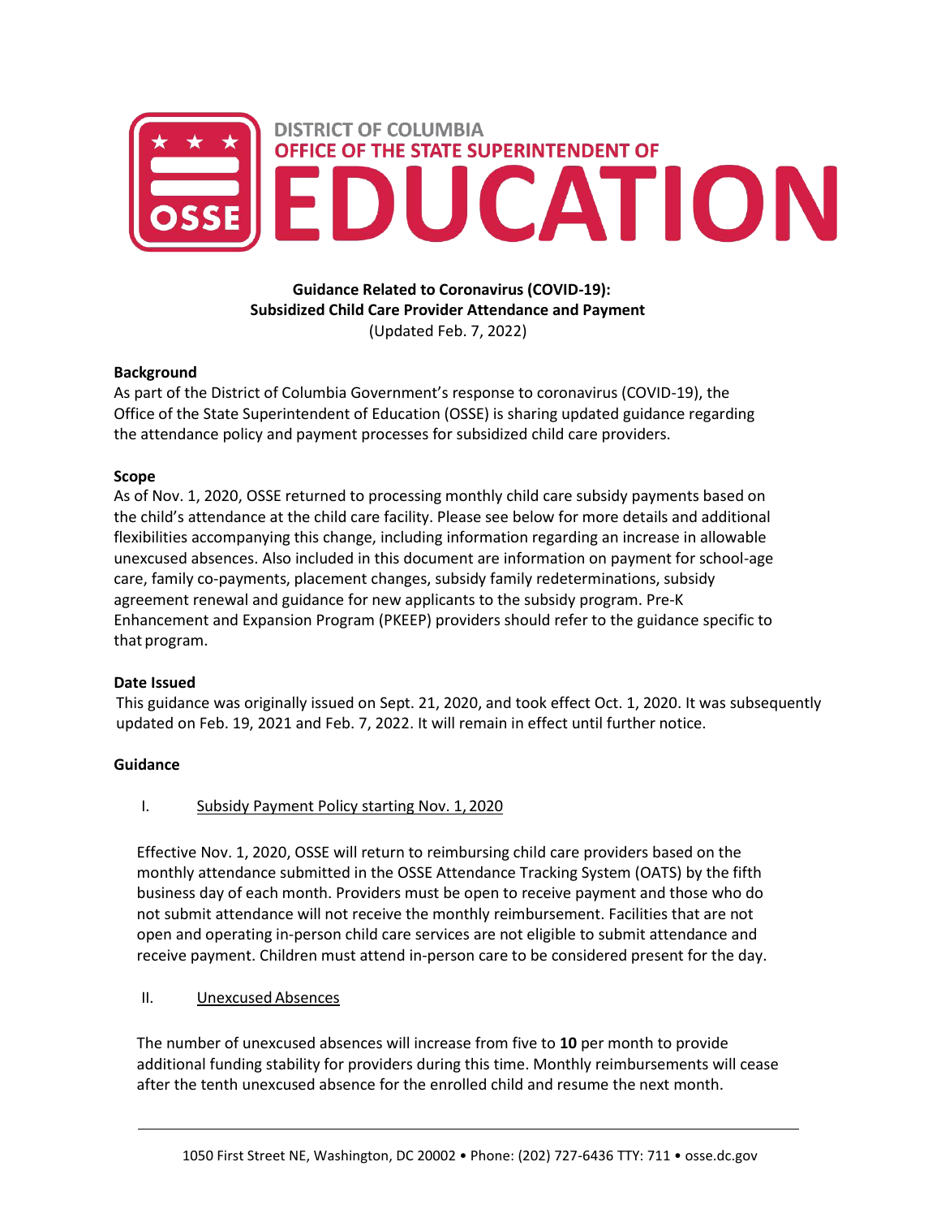DISTRICT OF COLUMBIA
OFFICE OF THE STATE SUPERINTENDENT OF
# EDUCATION

**Guidance Related to Coronavirus (COVID-19):**
**Subsidized Child Care Provider Attendance and Payment**
(Updated Feb. 7, 2022)

**Background**

As part of the District of Columbia Government's response to coronavirus (COVID-19), the Office of the State Superintendent of Education (OSSE) is sharing updated guidance regarding the attendance policy and payment processes for subsidized child care providers.

**Scope**

As of Nov. 1, 2020, OSSE returned to processing monthly child care subsidy payments based on the child's attendance at the child care facility. Please see below for more details and additional flexibilities accompanying this change, including information regarding an increase in allowable unexcused absences. Also included in this document are information on payment for school-age care, family co-payments, placement changes, subsidy family redeterminations, subsidy agreement renewal and guidance for new applicants to the subsidy program. Pre-K Enhancement and Expansion Program (PKEEP) providers should refer to the guidance specific to that program.

**Date Issued**

This guidance was originally issued on Sept. 21, 2020, and took effect Oct. 1, 2020. It was subsequently updated on Feb. 19, 2021 and Feb. 7, 2022. It will remain in effect until further notice.

**Guidance**

I. Subsidy Payment Policy starting Nov. 1, 2020

Effective Nov. 1, 2020, OSSE will return to reimbursing child care providers based on the monthly attendance submitted in the OSSE Attendance Tracking System (OATS) by the fifth business day of each month. Providers must be open to receive payment and those who do not submit attendance will not receive the monthly reimbursement. Facilities that are not open and operating in-person child care services are not eligible to submit attendance and receive payment. Children must attend in-person care to be considered present for the day.

II. Unexcused Absences

The number of unexcused absences will increase from five to **10** per month to provide additional funding stability for providers during this time. Monthly reimbursements will cease after the tenth unexcused absence for the enrolled child and resume the next month.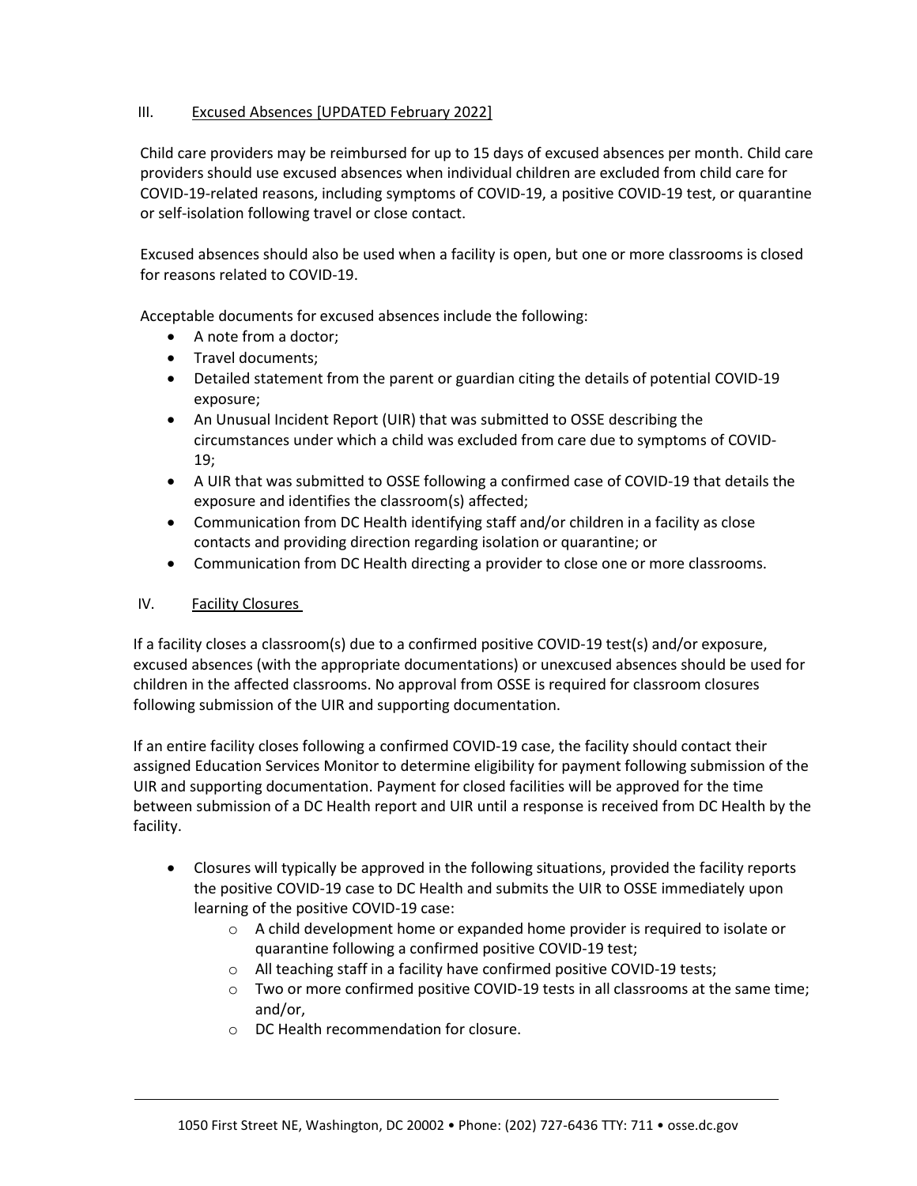## III. Excused Absences [UPDATED February 2022]

Child care providers may be reimbursed for up to 15 days of excused absences per month. Child care providers should use excused absences when individual children are excluded from child care for COVID-19-related reasons, including symptoms of COVID-19, a positive COVID-19 test, or quarantine or self-isolation following travel or close contact.

Excused absences should also be used when a facility is open, but one or more classrooms is closed for reasons related to COVID-19.

Acceptable documents for excused absences include the following:

- A note from a doctor;
- Travel documents;
- Detailed statement from the parent or guardian citing the details of potential COVID-19 exposure;
- An Unusual Incident Report (UIR) that was submitted to OSSE describing the circumstances under which a child was excluded from care due to symptoms of COVID-19;
- A UIR that was submitted to OSSE following a confirmed case of COVID-19 that details the exposure and identifies the classroom(s) affected;
- Communication from DC Health identifying staff and/or children in a facility as close contacts and providing direction regarding isolation or quarantine; or
- Communication from DC Health directing a provider to close one or more classrooms.

## IV. Facility Closures

If a facility closes a classroom(s) due to a confirmed positive COVID-19 test(s) and/or exposure, excused absences (with the appropriate documentations) or unexcused absences should be used for children in the affected classrooms. No approval from OSSE is required for classroom closures following submission of the UIR and supporting documentation.

If an entire facility closes following a confirmed COVID-19 case, the facility should contact their assigned Education Services Monitor to determine eligibility for payment following submission of the UIR and supporting documentation. Payment for closed facilities will be approved for the time between submission of a DC Health report and UIR until a response is received from DC Health by the facility.

- Closures will typically be approved in the following situations, provided the facility reports the positive COVID-19 case to DC Health and submits the UIR to OSSE immediately upon learning of the positive COVID-19 case:
  - A child development home or expanded home provider is required to isolate or quarantine following a confirmed positive COVID-19 test;
  - All teaching staff in a facility have confirmed positive COVID-19 tests;
  - Two or more confirmed positive COVID-19 tests in all classrooms at the same time; and/or,
  - DC Health recommendation for closure.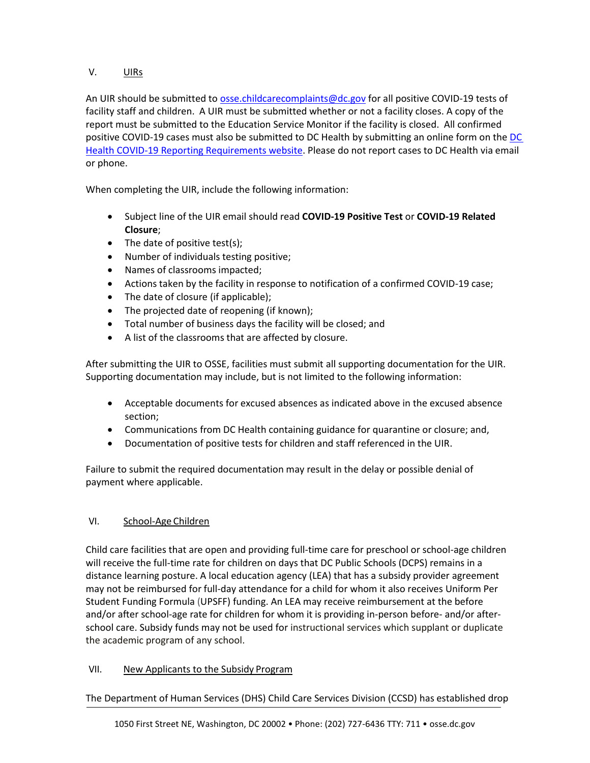## V. UIRs

An UIR should be submitted to [osse.childcarecomplaints@dc.gov](mailto:osse.childcarecomplaints@dc.gov) for all positive COVID-19 tests of facility staff and children. A UIR must be submitted whether or not a facility closes. A copy of the report must be submitted to the Education Service Monitor if the facility is closed. All confirmed positive COVID-19 cases must also be submitted to DC Health by submitting an online form on the DC Health COVID-19 Reporting Requirements website. Please do not report cases to DC Health via email or phone.

When completing the UIR, include the following information:

- Subject line of the UIR email should read **COVID-19 Positive Test** or **COVID-19 Related Closure**;
- The date of positive test(s);
- Number of individuals testing positive;
- Names of classrooms impacted;
- Actions taken by the facility in response to notification of a confirmed COVID-19 case;
- The date of closure (if applicable);
- The projected date of reopening (if known);
- Total number of business days the facility will be closed; and
- A list of the classrooms that are affected by closure.

After submitting the UIR to OSSE, facilities must submit all supporting documentation for the UIR. Supporting documentation may include, but is not limited to the following information:

- Acceptable documents for excused absences as indicated above in the excused absence section;
- Communications from DC Health containing guidance for quarantine or closure; and,
- Documentation of positive tests for children and staff referenced in the UIR.

Failure to submit the required documentation may result in the delay or possible denial of payment where applicable.

## VI. School-Age Children

Child care facilities that are open and providing full-time care for preschool or school-age children will receive the full-time rate for children on days that DC Public Schools (DCPS) remains in a distance learning posture. A local education agency (LEA) that has a subsidy provider agreement may not be reimbursed for full-day attendance for a child for whom it also receives Uniform Per Student Funding Formula (UPSFF) funding. An LEA may receive reimbursement at the before and/or after school-age rate for children for whom it is providing in-person before- and/or after-school care. Subsidy funds may not be used for instructional services which supplant or duplicate the academic program of any school.

## VII. New Applicants to the Subsidy Program

The Department of Human Services (DHS) Child Care Services Division (CCSD) has established drop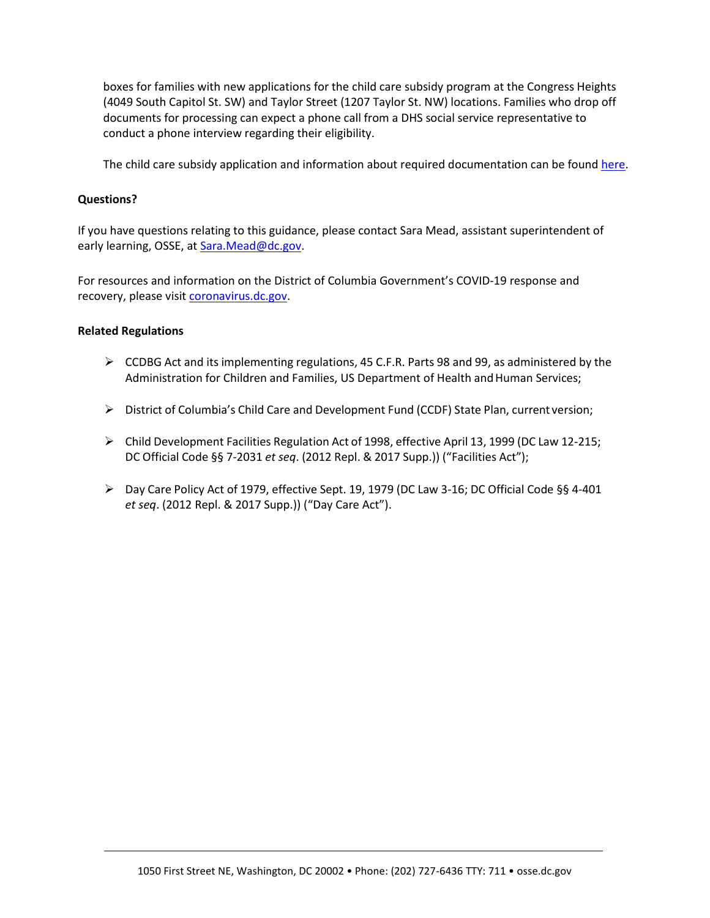boxes for families with new applications for the child care subsidy program at the Congress Heights (4049 South Capitol St. SW) and Taylor Street (1207 Taylor St. NW) locations. Families who drop off documents for processing can expect a phone call from a DHS social service representative to conduct a phone interview regarding their eligibility.

The child care subsidy application and information about required documentation can be found here.

**Questions?**

If you have questions relating to this guidance, please contact Sara Mead, assistant superintendent of early learning, OSSE, at Sara.Mead@dc.gov.

For resources and information on the District of Columbia Government's COVID-19 response and recovery, please visit coronavirus.dc.gov.

**Related Regulations**

- CCDBG Act and its implementing regulations, 45 C.F.R. Parts 98 and 99, as administered by the Administration for Children and Families, US Department of Health and Human Services;
- District of Columbia's Child Care and Development Fund (CCDF) State Plan, current version;
- Child Development Facilities Regulation Act of 1998, effective April 13, 1999 (DC Law 12-215; DC Official Code §§ 7-2031 *et seq*. (2012 Repl. & 2017 Supp.)) ("Facilities Act");
- Day Care Policy Act of 1979, effective Sept. 19, 1979 (DC Law 3-16; DC Official Code §§ 4-401 *et seq*. (2012 Repl. & 2017 Supp.)) ("Day Care Act").